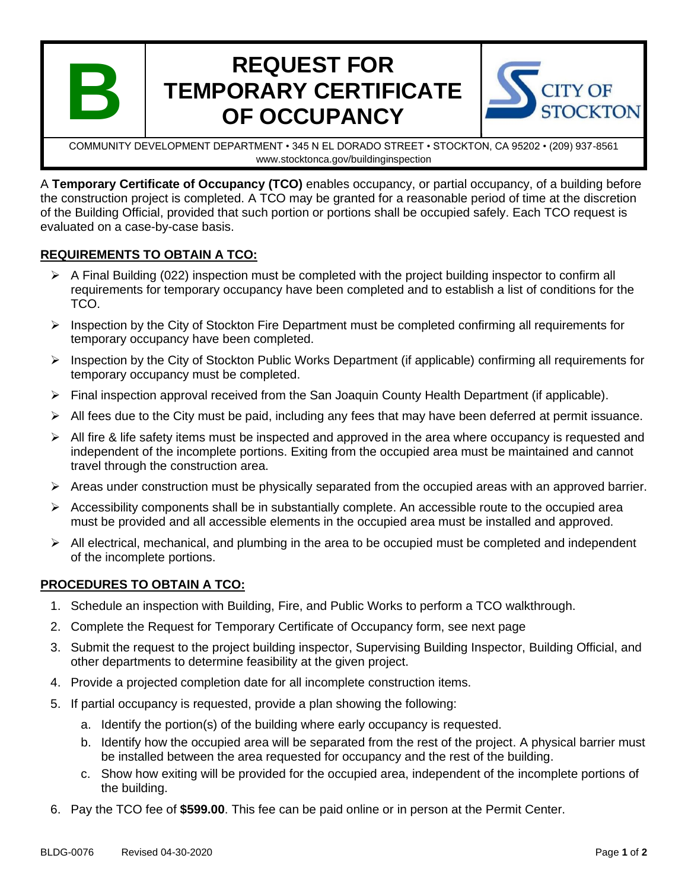# B

# REQUEST FOR TEMPORARY CERTIFICATE OF OCCUPANCY

CITY OF STOCKTON

COMMUNITY DEVELOPMENT DEPARTMENT • 345 N EL DORADO STREET • STOCKTON, CA 95202 • (209) 937-8561
www.stocktonca.gov/buildinginspection

A **Temporary Certificate of Occupancy (TCO)** enables occupancy, or partial occupancy, of a building before the construction project is completed. A TCO may be granted for a reasonable period of time at the discretion of the Building Official, provided that such portion or portions shall be occupied safely. Each TCO request is evaluated on a case-by-case basis.

## REQUIREMENTS TO OBTAIN A TCO:

- A Final Building (022) inspection must be completed with the project building inspector to confirm all requirements for temporary occupancy have been completed and to establish a list of conditions for the TCO.
- Inspection by the City of Stockton Fire Department must be completed confirming all requirements for temporary occupancy have been completed.
- Inspection by the City of Stockton Public Works Department (if applicable) confirming all requirements for temporary occupancy must be completed.
- Final inspection approval received from the San Joaquin County Health Department (if applicable).
- All fees due to the City must be paid, including any fees that may have been deferred at permit issuance.
- All fire & life safety items must be inspected and approved in the area where occupancy is requested and independent of the incomplete portions. Exiting from the occupied area must be maintained and cannot travel through the construction area.
- Areas under construction must be physically separated from the occupied areas with an approved barrier.
- Accessibility components shall be in substantially complete. An accessible route to the occupied area must be provided and all accessible elements in the occupied area must be installed and approved.
- All electrical, mechanical, and plumbing in the area to be occupied must be completed and independent of the incomplete portions.

## PROCEDURES TO OBTAIN A TCO:

1. Schedule an inspection with Building, Fire, and Public Works to perform a TCO walkthrough.
2. Complete the Request for Temporary Certificate of Occupancy form, see next page
3. Submit the request to the project building inspector, Supervising Building Inspector, Building Official, and other departments to determine feasibility at the given project.
4. Provide a projected completion date for all incomplete construction items.
5. If partial occupancy is requested, provide a plan showing the following:
   a. Identify the portion(s) of the building where early occupancy is requested.
   b. Identify how the occupied area will be separated from the rest of the project. A physical barrier must be installed between the area requested for occupancy and the rest of the building.
   c. Show how exiting will be provided for the occupied area, independent of the incomplete portions of the building.
6. Pay the TCO fee of **$599.00**. This fee can be paid online or in person at the Permit Center.

BLDG-0076 Revised 04-30-2020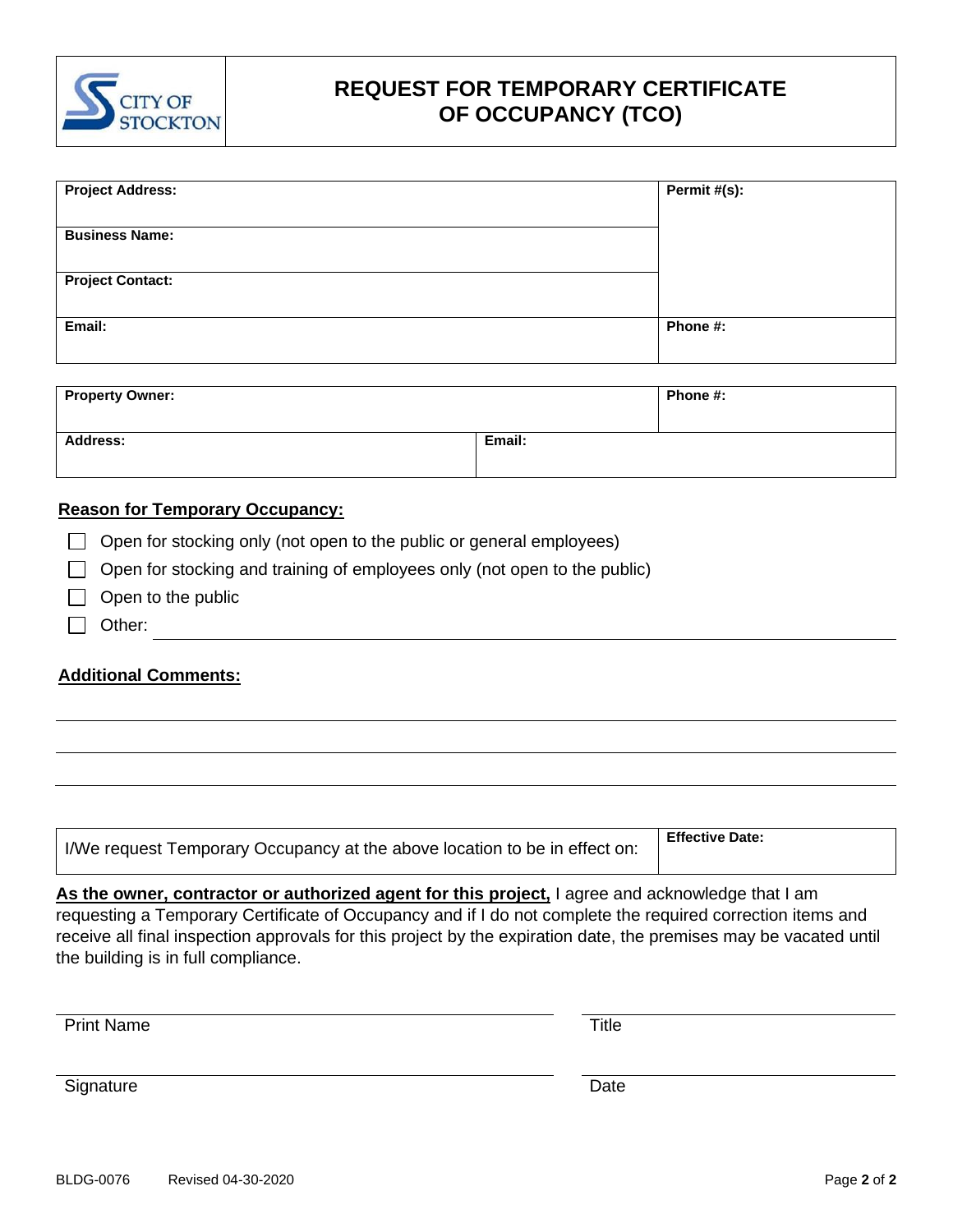CITY OF STOCKTON

# REQUEST FOR TEMPORARY CERTIFICATE OF OCCUPANCY (TCO)

| | |
|---|---|
| **Project Address:** | **Permit #(s):** |
| **Business Name:** | |
| **Project Contact:** | |
| **Email:** | **Phone #:** |

| | | |
|---|---|---|
| **Property Owner:** | | **Phone #:** |
| **Address:** | **Email:** | |

**Reason for Temporary Occupancy:**

- ☐ Open for stocking only (not open to the public or general employees)
- ☐ Open for stocking and training of employees only (not open to the public)
- ☐ Open to the public
- ☐ Other: ______________________________

**Additional Comments:**

______________________________

______________________________

______________________________

| | |
|---|---|
| I/We request Temporary Occupancy at the above location to be in effect on: | **Effective Date:** |

**As the owner, contractor or authorized agent for this project,** I agree and acknowledge that I am requesting a Temporary Certificate of Occupancy and if I do not complete the required correction items and receive all final inspection approvals for this project by the expiration date, the premises may be vacated until the building is in full compliance.

______________________________ ______________________________
Print Name Title

______________________________ ______________________________
Signature Date

BLDG-0076 Revised 04-30-2020